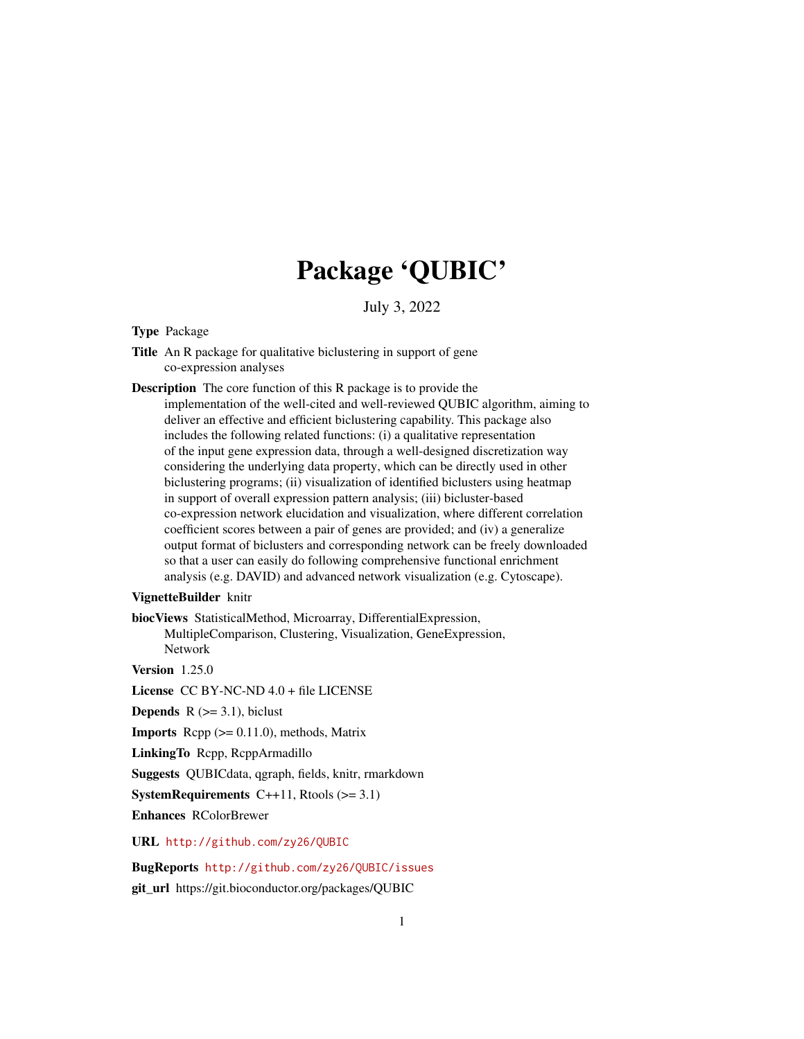# Package 'QUBIC'

July 3, 2022

**Type** Package

**Title** An R package for qualitative biclustering in support of gene co-expression analyses

**Description** The core function of this R package is to provide the implementation of the well-cited and well-reviewed QUBIC algorithm, aiming to deliver an effective and efficient biclustering capability. This package also includes the following related functions: (i) a qualitative representation of the input gene expression data, through a well-designed discretization way considering the underlying data property, which can be directly used in other biclustering programs; (ii) visualization of identified biclusters using heatmap in support of overall expression pattern analysis; (iii) bicluster-based co-expression network elucidation and visualization, where different correlation coefficient scores between a pair of genes are provided; and (iv) a generalize output format of biclusters and corresponding network can be freely downloaded so that a user can easily do following comprehensive functional enrichment analysis (e.g. DAVID) and advanced network visualization (e.g. Cytoscape).

**VignetteBuilder** knitr

**biocViews** StatisticalMethod, Microarray, DifferentialExpression, MultipleComparison, Clustering, Visualization, GeneExpression, Network

**Version** 1.25.0

**License** CC BY-NC-ND 4.0 + file LICENSE

**Depends** R (>= 3.1), biclust

**Imports** Rcpp (>= 0.11.0), methods, Matrix

**LinkingTo** Rcpp, RcppArmadillo

**Suggests** QUBICdata, qgraph, fields, knitr, rmarkdown

**SystemRequirements** C++11, Rtools (>= 3.1)

**Enhances** RColorBrewer

**URL** http://github.com/zy26/QUBIC

**BugReports** http://github.com/zy26/QUBIC/issues

**git_url** https://git.bioconductor.org/packages/QUBIC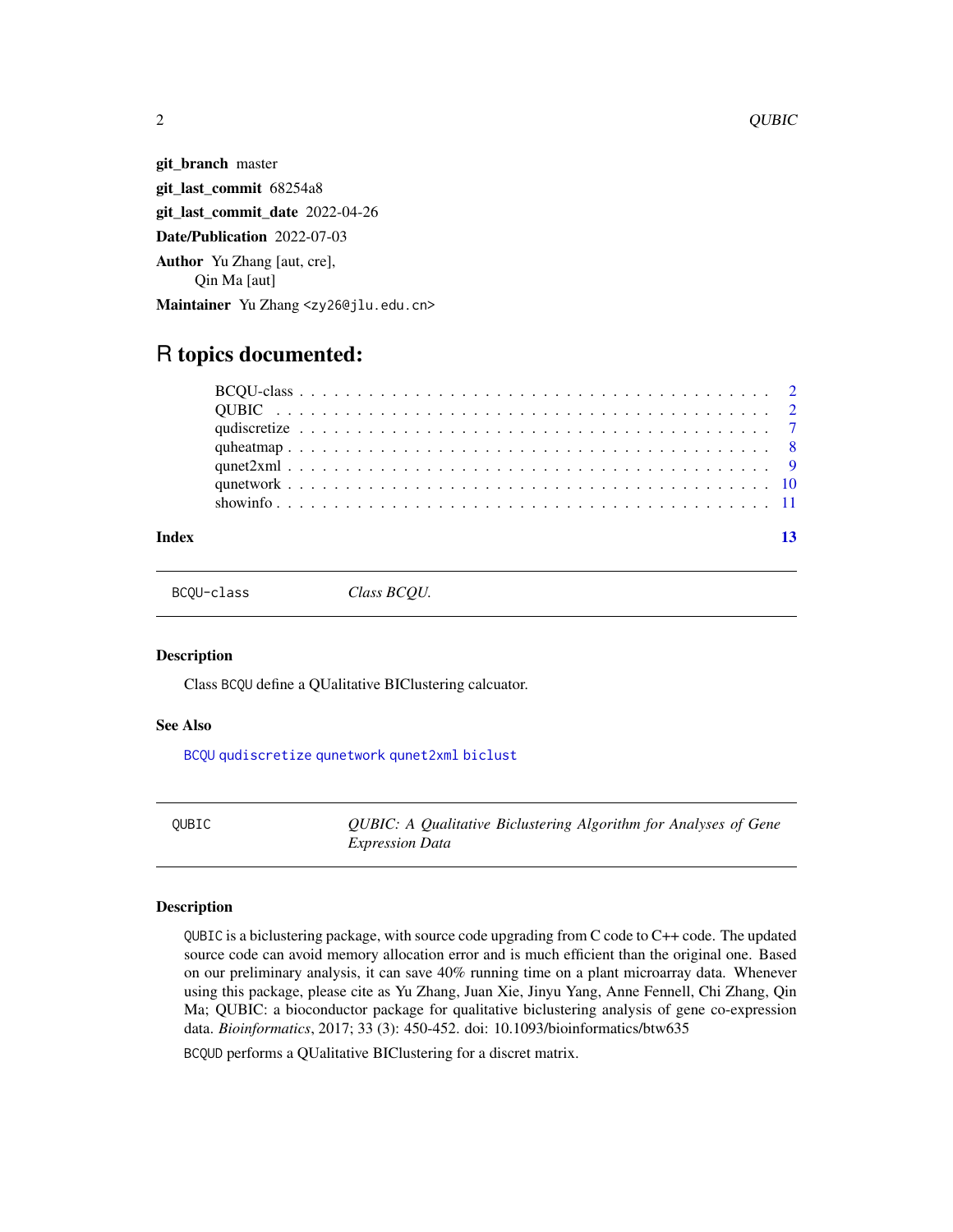**git_branch** master

**git_last_commit** 68254a8

**git_last_commit_date** 2022-04-26

**Date/Publication** 2022-07-03

**Author** Yu Zhang [aut, cre],
Qin Ma [aut]

**Maintainer** Yu Zhang <zy26@jlu.edu.cn>

# R topics documented:

- BCQU-class . . . . . . . . . . . . . . . . . . . . . . . . . . . . . . . . . . . . . . 2
- QUBIC . . . . . . . . . . . . . . . . . . . . . . . . . . . . . . . . . . . . . . . . 2
- qudiscretize . . . . . . . . . . . . . . . . . . . . . . . . . . . . . . . . . . . . . 7
- quheatmap . . . . . . . . . . . . . . . . . . . . . . . . . . . . . . . . . . . . . . 8
- qunet2xml . . . . . . . . . . . . . . . . . . . . . . . . . . . . . . . . . . . . . . 9
- qunetwork . . . . . . . . . . . . . . . . . . . . . . . . . . . . . . . . . . . . . . 10
- showinfo . . . . . . . . . . . . . . . . . . . . . . . . . . . . . . . . . . . . . . . 11

**Index** 13

---

`BCQU-class` *Class BCQU.*

---

### Description

Class `BCQU` define a QUalitative BIClustering calcuator.

### See Also

`BCQU` `qudiscretize` `qunetwork` `qunet2xml` `biclust`

---

`QUBIC` *QUBIC: A Qualitative Biclustering Algorithm for Analyses of Gene Expression Data*

---

### Description

`QUBIC` is a biclustering package, with source code upgrading from C code to C++ code. The updated source code can avoid memory allocation error and is much efficient than the original one. Based on our preliminary analysis, it can save 40% running time on a plant microarray data. Whenever using this package, please cite as Yu Zhang, Juan Xie, Jinyu Yang, Anne Fennell, Chi Zhang, Qin Ma; QUBIC: a bioconductor package for qualitative biclustering analysis of gene co-expression data. *Bioinformatics*, 2017; 33 (3): 450-452. doi: 10.1093/bioinformatics/btw635

`BCQUD` performs a QUalitative BIClustering for a discret matrix.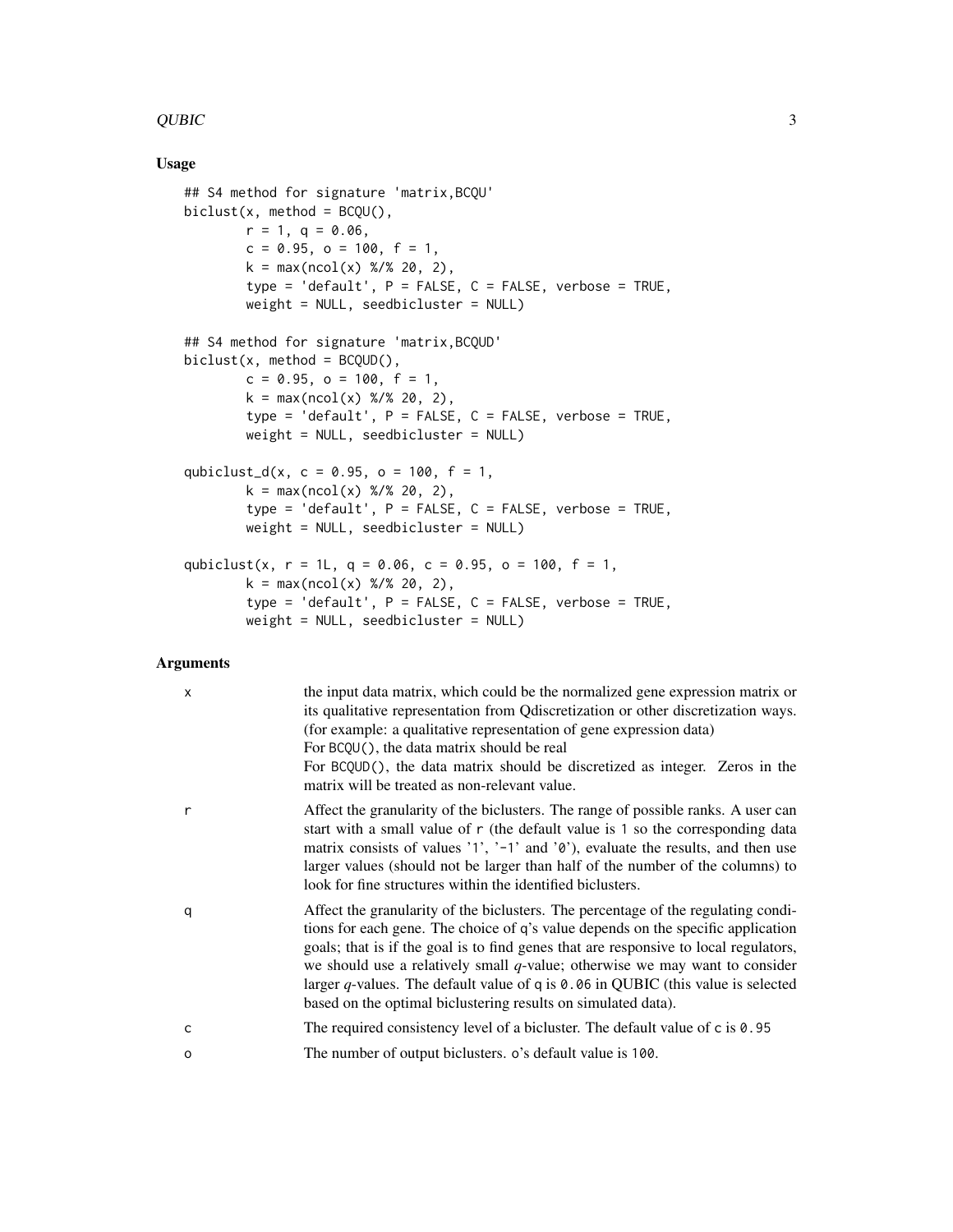### Usage

```
## S4 method for signature 'matrix,BCQU'
biclust(x, method = BCQU(),
        r = 1, q = 0.06,
        c = 0.95, o = 100, f = 1,
        k = max(ncol(x) %/% 20, 2),
        type = 'default', P = FALSE, C = FALSE, verbose = TRUE,
        weight = NULL, seedbicluster = NULL)

## S4 method for signature 'matrix,BCQUD'
biclust(x, method = BCQUD(),
        c = 0.95, o = 100, f = 1,
        k = max(ncol(x) %/% 20, 2),
        type = 'default', P = FALSE, C = FALSE, verbose = TRUE,
        weight = NULL, seedbicluster = NULL)

qubiclust_d(x, c = 0.95, o = 100, f = 1,
        k = max(ncol(x) %/% 20, 2),
        type = 'default', P = FALSE, C = FALSE, verbose = TRUE,
        weight = NULL, seedbicluster = NULL)

qubiclust(x, r = 1L, q = 0.06, c = 0.95, o = 100, f = 1,
        k = max(ncol(x) %/% 20, 2),
        type = 'default', P = FALSE, C = FALSE, verbose = TRUE,
        weight = NULL, seedbicluster = NULL)
```

### Arguments

| | |
|---|---|
| `x` | the input data matrix, which could be the normalized gene expression matrix or its qualitative representation from Qdiscretization or other discretization ways. (for example: a qualitative representation of gene expression data)<br>For `BCQU()`, the data matrix should be real<br>For `BCQUD()`, the data matrix should be discretized as integer. Zeros in the matrix will be treated as non-relevant value. |
| `r` | Affect the granularity of the biclusters. The range of possible ranks. A user can start with a small value of `r` (the default value is `1` so the corresponding data matrix consists of values '1', '-1' and '0'), evaluate the results, and then use larger values (should not be larger than half of the number of the columns) to look for fine structures within the identified biclusters. |
| `q` | Affect the granularity of the biclusters. The percentage of the regulating conditions for each gene. The choice of q's value depends on the specific application goals; that is if the goal is to find genes that are responsive to local regulators, we should use a relatively small *q*-value; otherwise we may want to consider larger *q*-values. The default value of q is `0.06` in QUBIC (this value is selected based on the optimal biclustering results on simulated data). |
| `c` | The required consistency level of a bicluster. The default value of `c` is `0.95` |
| `o` | The number of output biclusters. `o`'s default value is `100`. |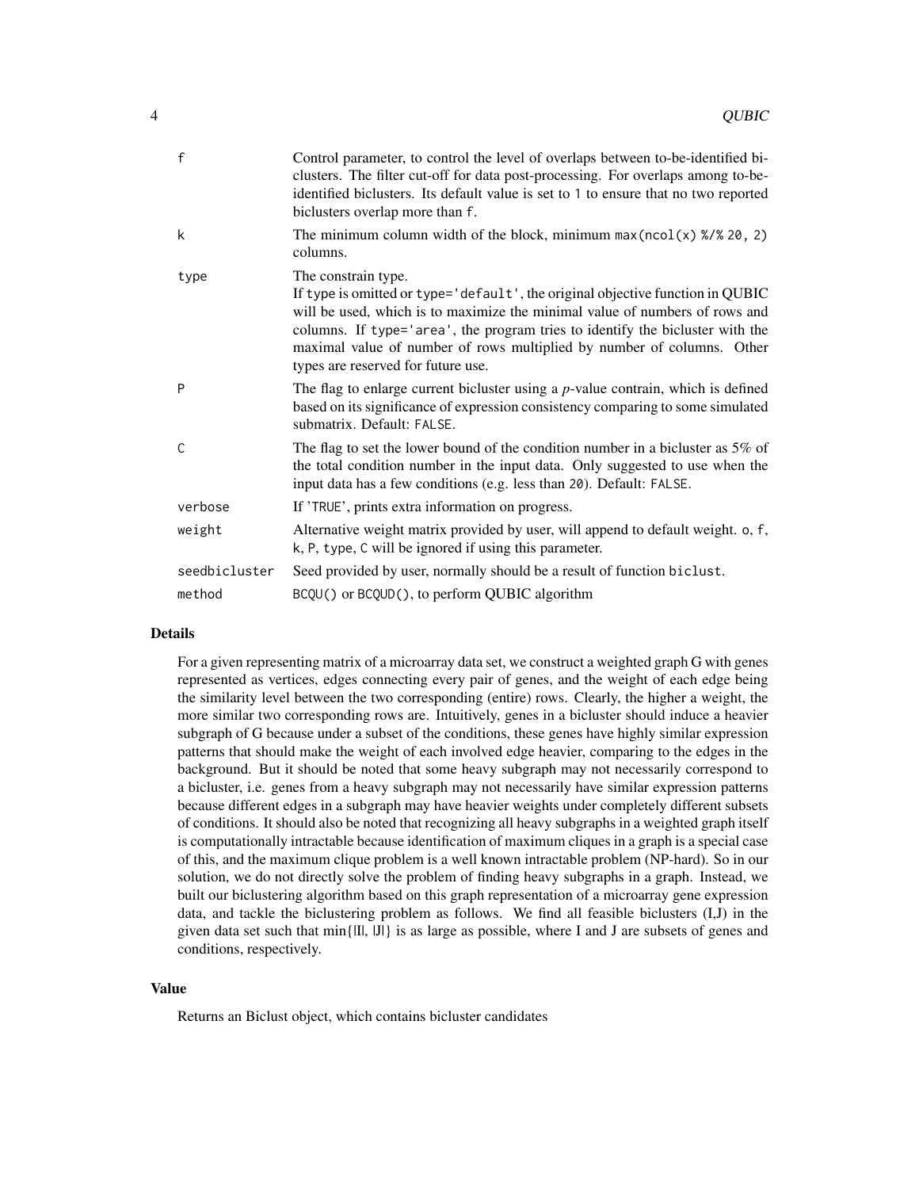| | |
|---|---|
| `f` | Control parameter, to control the level of overlaps between to-be-identified biclusters. The filter cut-off for data post-processing. For overlaps among to-be-identified biclusters. Its default value is set to `1` to ensure that no two reported biclusters overlap more than `f`. |
| `k` | The minimum column width of the block, minimum `max(ncol(x) %/% 20, 2)` columns. |
| `type` | The constrain type.<br>If `type` is omitted or `type='default'`, the original objective function in QUBIC will be used, which is to maximize the minimal value of numbers of rows and columns. If `type='area'`, the program tries to identify the bicluster with the maximal value of number of rows multiplied by number of columns. Other types are reserved for future use. |
| `P` | The flag to enlarge current bicluster using a *p*-value contrain, which is defined based on its significance of expression consistency comparing to some simulated submatrix. Default: `FALSE`. |
| `C` | The flag to set the lower bound of the condition number in a bicluster as 5% of the total condition number in the input data. Only suggested to use when the input data has a few conditions (e.g. less than `20`). Default: `FALSE`. |
| `verbose` | If `'TRUE'`, prints extra information on progress. |
| `weight` | Alternative weight matrix provided by user, will append to default weight. `o`, `f`, `k`, `P`, `type`, `C` will be ignored if using this parameter. |
| `seedbicluster` | Seed provided by user, normally should be a result of function `biclust`. |
| `method` | `BCQU()` or `BCQUD()`, to perform QUBIC algorithm |

## Details

For a given representing matrix of a microarray data set, we construct a weighted graph G with genes represented as vertices, edges connecting every pair of genes, and the weight of each edge being the similarity level between the two corresponding (entire) rows. Clearly, the higher a weight, the more similar two corresponding rows are. Intuitively, genes in a bicluster should induce a heavier subgraph of G because under a subset of the conditions, these genes have highly similar expression patterns that should make the weight of each involved edge heavier, comparing to the edges in the background. But it should be noted that some heavy subgraph may not necessarily correspond to a bicluster, i.e. genes from a heavy subgraph may not necessarily have similar expression patterns because different edges in a subgraph may have heavier weights under completely different subsets of conditions. It should also be noted that recognizing all heavy subgraphs in a weighted graph itself is computationally intractable because identification of maximum cliques in a graph is a special case of this, and the maximum clique problem is a well known intractable problem (NP-hard). So in our solution, we do not directly solve the problem of finding heavy subgraphs in a graph. Instead, we built our biclustering algorithm based on this graph representation of a microarray gene expression data, and tackle the biclustering problem as follows. We find all feasible biclusters (I,J) in the given data set such that $\min\{|I|, |J|\}$ is as large as possible, where I and J are subsets of genes and conditions, respectively.

## Value

Returns an Biclust object, which contains bicluster candidates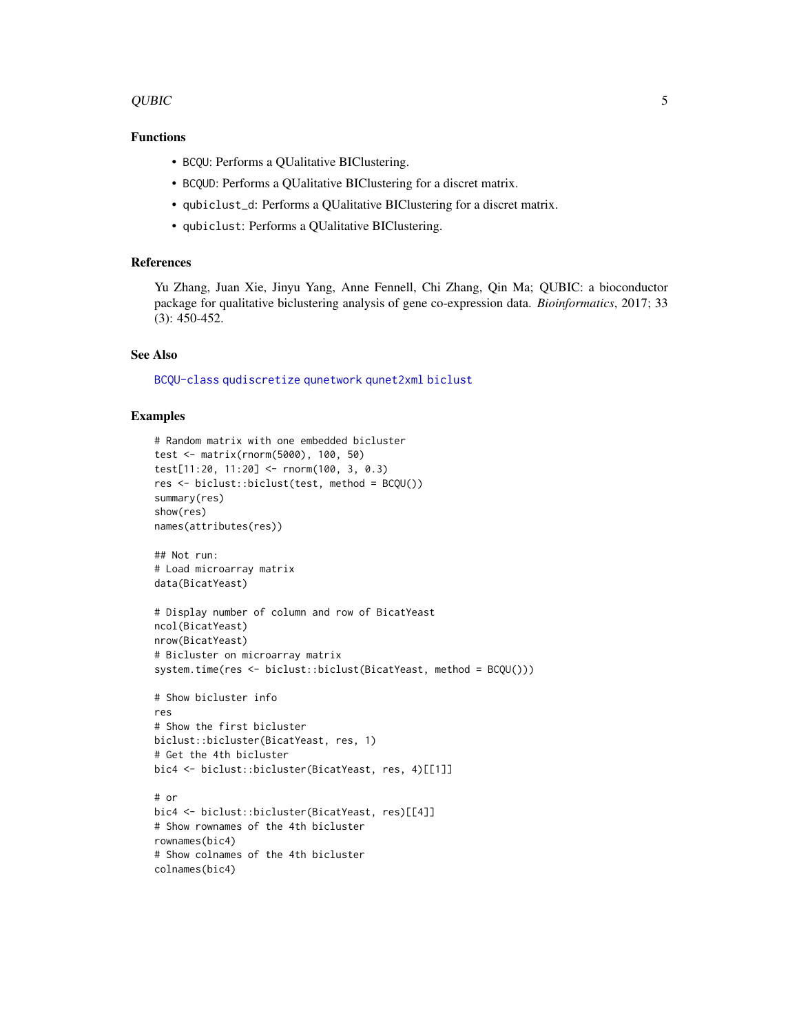## Functions

- `BCQU`: Performs a QUalitative BIClustering.
- `BCQUD`: Performs a QUalitative BIClustering for a discret matrix.
- `qubiclust_d`: Performs a QUalitative BIClustering for a discret matrix.
- `qubiclust`: Performs a QUalitative BIClustering.

## References

Yu Zhang, Juan Xie, Jinyu Yang, Anne Fennell, Chi Zhang, Qin Ma; QUBIC: a bioconductor package for qualitative biclustering analysis of gene co-expression data. *Bioinformatics*, 2017; 33 (3): 450-452.

## See Also

`BCQU-class` `qudiscretize` `qunetwork` `qunet2xml` `biclust`

## Examples

```
# Random matrix with one embedded bicluster
test <- matrix(rnorm(5000), 100, 50)
test[11:20, 11:20] <- rnorm(100, 3, 0.3)
res <- biclust::biclust(test, method = BCQU())
summary(res)
show(res)
names(attributes(res))

## Not run:
# Load microarray matrix
data(BicatYeast)

# Display number of column and row of BicatYeast
ncol(BicatYeast)
nrow(BicatYeast)
# Bicluster on microarray matrix
system.time(res <- biclust::biclust(BicatYeast, method = BCQU()))

# Show bicluster info
res
# Show the first bicluster
biclust::bicluster(BicatYeast, res, 1)
# Get the 4th bicluster
bic4 <- biclust::bicluster(BicatYeast, res, 4)[[1]]

# or
bic4 <- biclust::bicluster(BicatYeast, res)[[4]]
# Show rownames of the 4th bicluster
rownames(bic4)
# Show colnames of the 4th bicluster
colnames(bic4)
```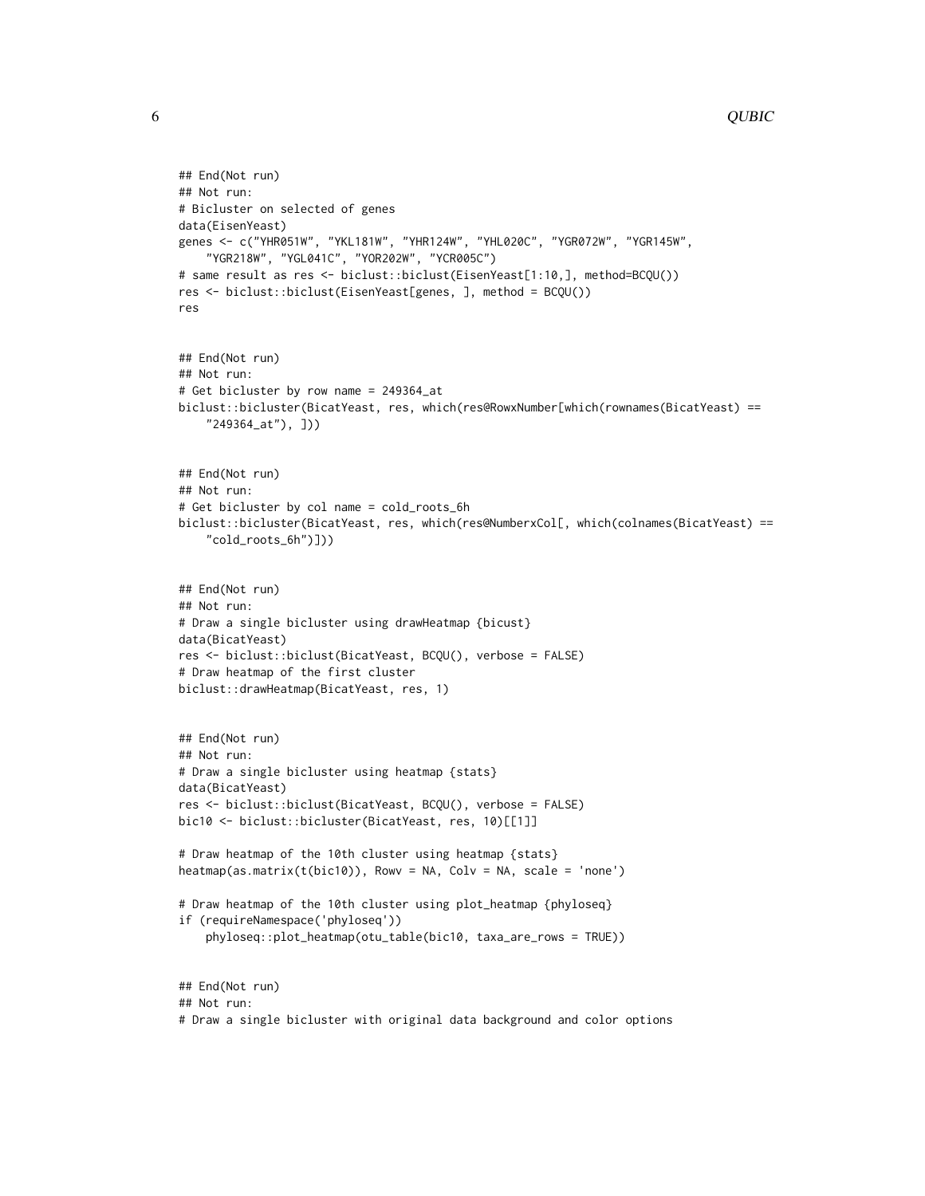```
## End(Not run)
## Not run:
# Bicluster on selected of genes
data(EisenYeast)
genes <- c("YHR051W", "YKL181W", "YHR124W", "YHL020C", "YGR072W", "YGR145W",
    "YGR218W", "YGL041C", "YOR202W", "YCR005C")
# same result as res <- biclust::biclust(EisenYeast[1:10,], method=BCQU())
res <- biclust::biclust(EisenYeast[genes, ], method = BCQU())
res


## End(Not run)
## Not run:
# Get bicluster by row name = 249364_at
biclust::bicluster(BicatYeast, res, which(res@RowxNumber[which(rownames(BicatYeast) ==
    "249364_at"), ]))


## End(Not run)
## Not run:
# Get bicluster by col name = cold_roots_6h
biclust::bicluster(BicatYeast, res, which(res@NumberxCol[, which(colnames(BicatYeast) ==
    "cold_roots_6h")]))


## End(Not run)
## Not run:
# Draw a single bicluster using drawHeatmap {bicust}
data(BicatYeast)
res <- biclust::biclust(BicatYeast, BCQU(), verbose = FALSE)
# Draw heatmap of the first cluster
biclust::drawHeatmap(BicatYeast, res, 1)


## End(Not run)
## Not run:
# Draw a single bicluster using heatmap {stats}
data(BicatYeast)
res <- biclust::biclust(BicatYeast, BCQU(), verbose = FALSE)
bic10 <- biclust::bicluster(BicatYeast, res, 10)[[1]]

# Draw heatmap of the 10th cluster using heatmap {stats}
heatmap(as.matrix(t(bic10)), Rowv = NA, Colv = NA, scale = 'none')

# Draw heatmap of the 10th cluster using plot_heatmap {phyloseq}
if (requireNamespace('phyloseq'))
    phyloseq::plot_heatmap(otu_table(bic10, taxa_are_rows = TRUE))


## End(Not run)
## Not run:
# Draw a single bicluster with original data background and color options
```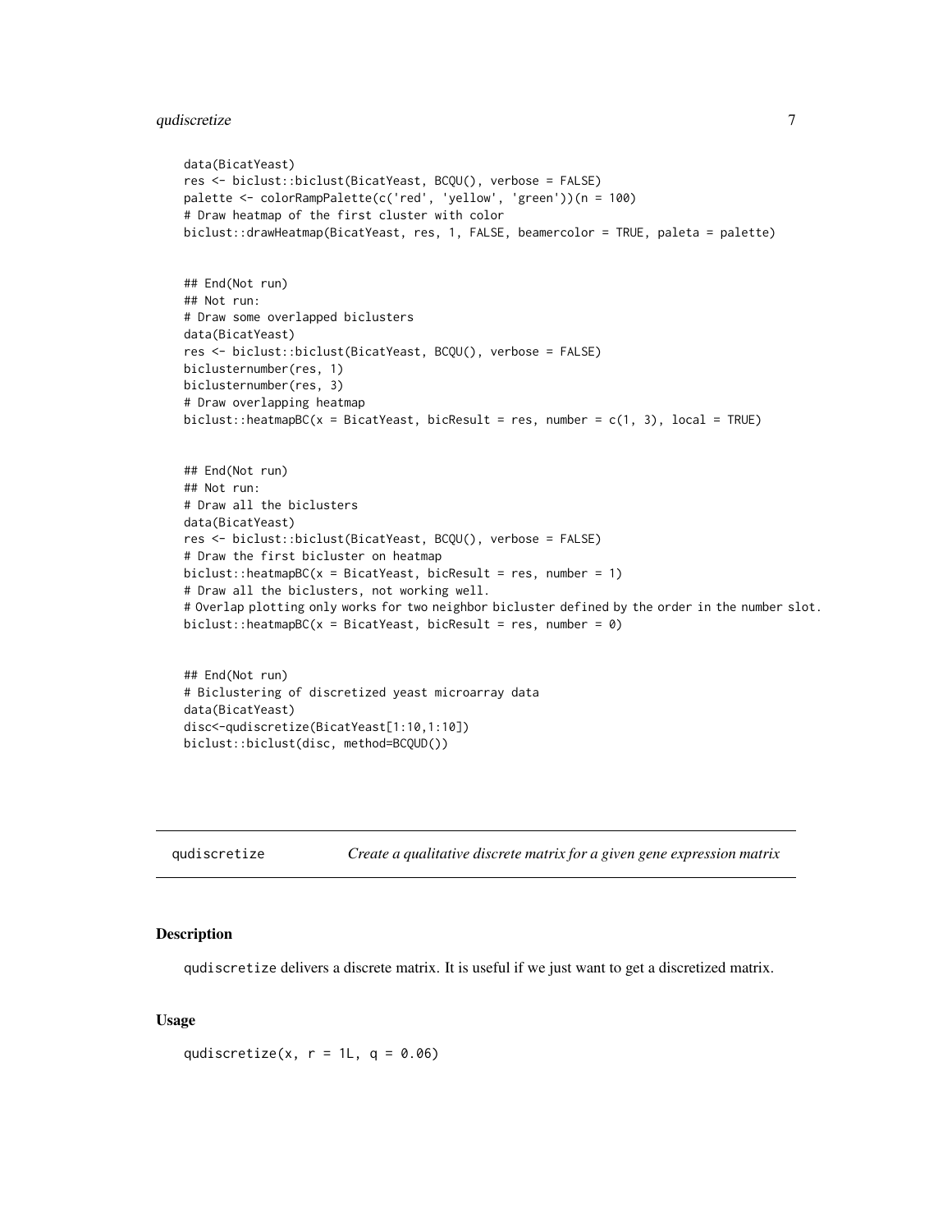```
data(BicatYeast)
res <- biclust::biclust(BicatYeast, BCQU(), verbose = FALSE)
palette <- colorRampPalette(c('red', 'yellow', 'green'))(n = 100)
# Draw heatmap of the first cluster with color
biclust::drawHeatmap(BicatYeast, res, 1, FALSE, beamercolor = TRUE, paleta = palette)


## End(Not run)
## Not run:
# Draw some overlapped biclusters
data(BicatYeast)
res <- biclust::biclust(BicatYeast, BCQU(), verbose = FALSE)
biclusternumber(res, 1)
biclusternumber(res, 3)
# Draw overlapping heatmap
biclust::heatmapBC(x = BicatYeast, bicResult = res, number = c(1, 3), local = TRUE)


## End(Not run)
## Not run:
# Draw all the biclusters
data(BicatYeast)
res <- biclust::biclust(BicatYeast, BCQU(), verbose = FALSE)
# Draw the first bicluster on heatmap
biclust::heatmapBC(x = BicatYeast, bicResult = res, number = 1)
# Draw all the biclusters, not working well.
# Overlap plotting only works for two neighbor bicluster defined by the order in the number slot.
biclust::heatmapBC(x = BicatYeast, bicResult = res, number = 0)


## End(Not run)
# Biclustering of discretized yeast microarray data
data(BicatYeast)
disc<-qudiscretize(BicatYeast[1:10,1:10])
biclust::biclust(disc, method=BCQUD())
```

---

## qudiscretize — *Create a qualitative discrete matrix for a given gene expression matrix*

---

### Description

qudiscretize delivers a discrete matrix. It is useful if we just want to get a discretized matrix.

### Usage

```
qudiscretize(x, r = 1L, q = 0.06)
```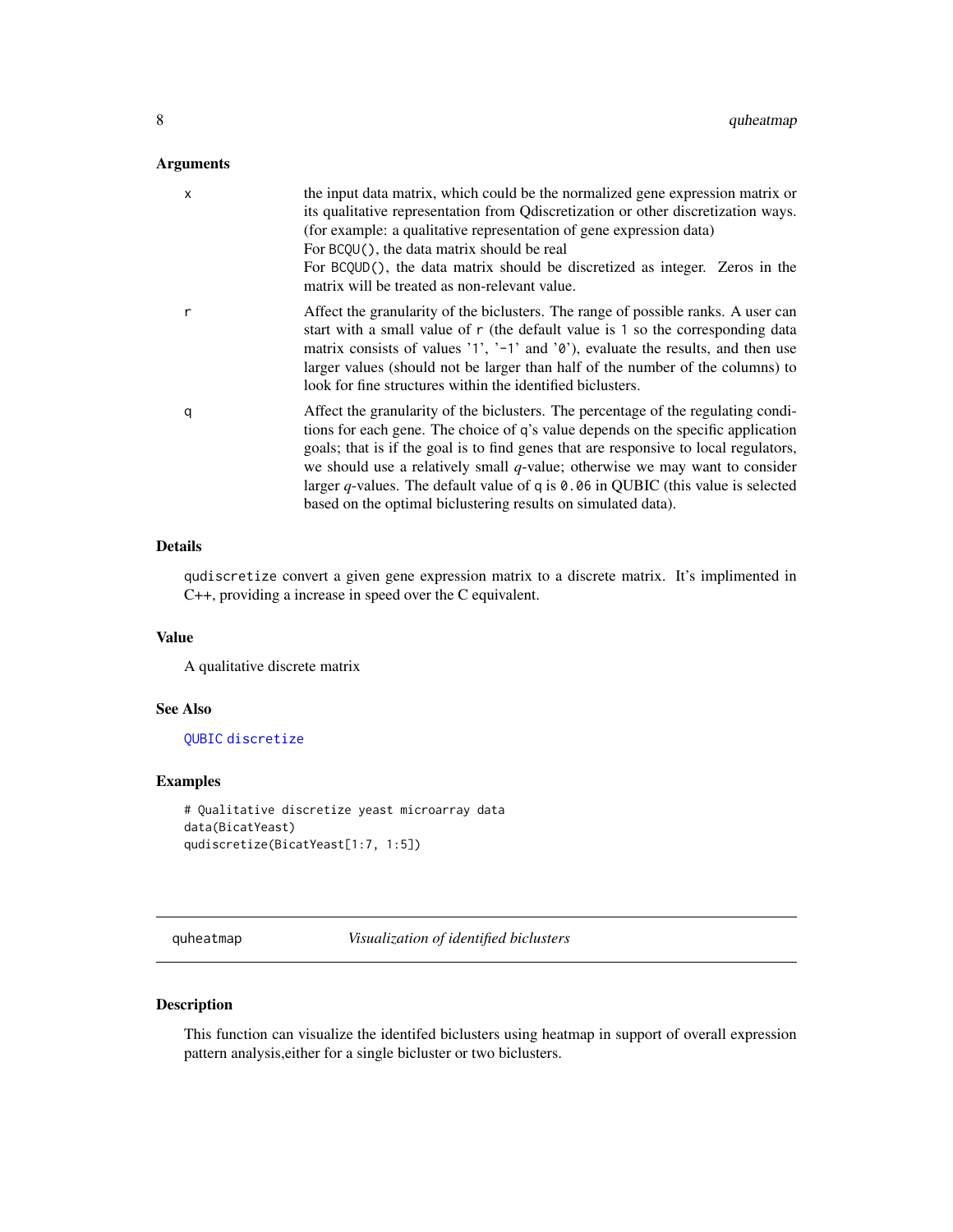### Arguments

- `x` — the input data matrix, which could be the normalized gene expression matrix or its qualitative representation from Qdiscretization or other discretization ways. (for example: a qualitative representation of gene expression data)
  For `BCQU()`, the data matrix should be real
  For `BCQUD()`, the data matrix should be discretized as integer. Zeros in the matrix will be treated as non-relevant value.
- `r` — Affect the granularity of the biclusters. The range of possible ranks. A user can start with a small value of `r` (the default value is `1` so the corresponding data matrix consists of values '`1`', '`-1`' and '`0`'), evaluate the results, and then use larger values (should not be larger than half of the number of the columns) to look for fine structures within the identified biclusters.
- `q` — Affect the granularity of the biclusters. The percentage of the regulating conditions for each gene. The choice of q's value depends on the specific application goals; that is if the goal is to find genes that are responsive to local regulators, we should use a relatively small *q*-value; otherwise we may want to consider larger *q*-values. The default value of `q` is `0.06` in QUBIC (this value is selected based on the optimal biclustering results on simulated data).

### Details

`qudiscretize` convert a given gene expression matrix to a discrete matrix. It's implimented in C++, providing a increase in speed over the C equivalent.

### Value

A qualitative discrete matrix

### See Also

`QUBIC` `discretize`

### Examples

```
# Qualitative discretize yeast microarray data
data(BicatYeast)
qudiscretize(BicatYeast[1:7, 1:5])
```

---

## quheatmap — *Visualization of identified biclusters*

### Description

This function can visualize the identifed biclusters using heatmap in support of overall expression pattern analysis,either for a single bicluster or two biclusters.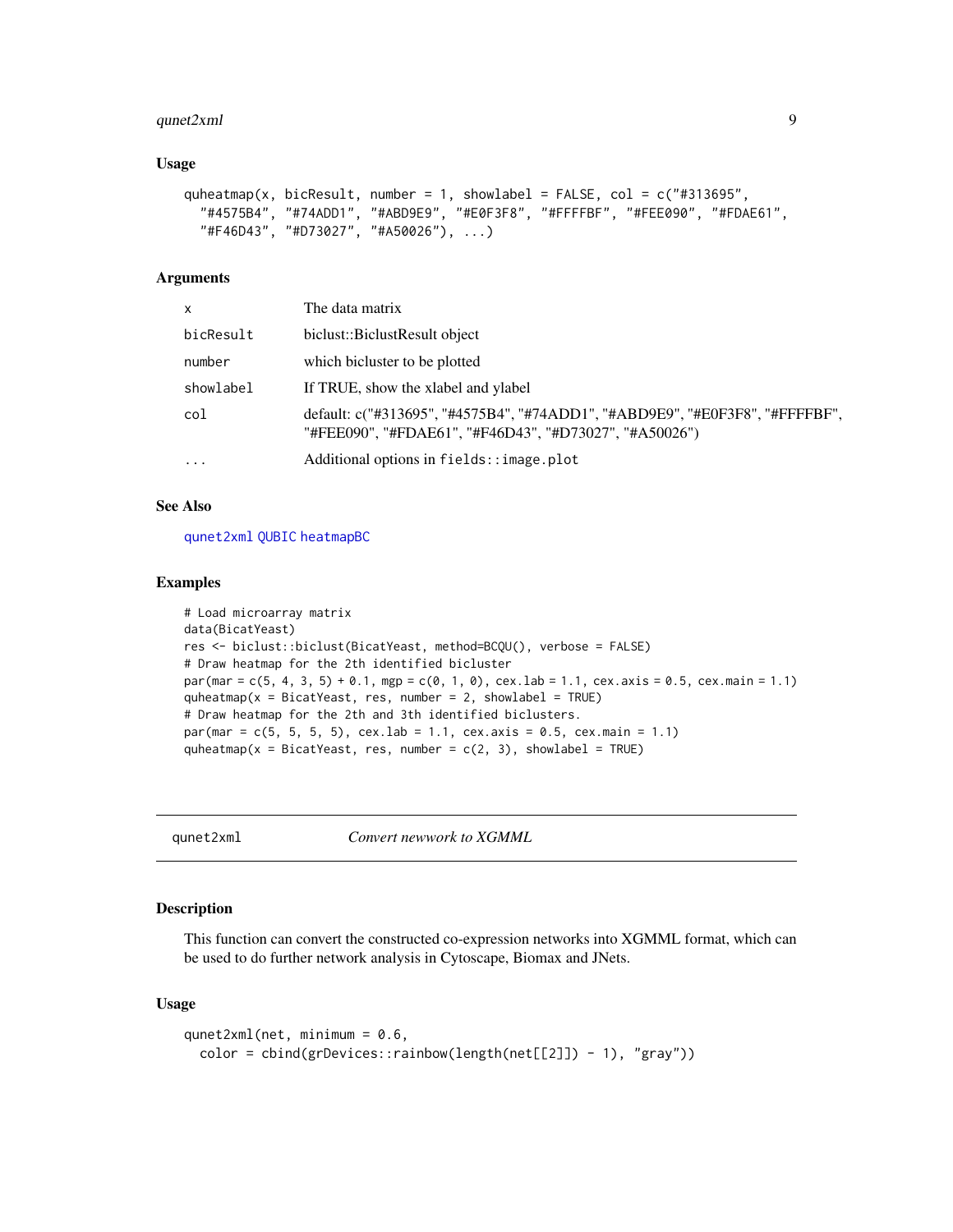## Usage

```
quheatmap(x, bicResult, number = 1, showlabel = FALSE, col = c("#313695",
  "#4575B4", "#74ADD1", "#ABD9E9", "#E0F3F8", "#FFFFBF", "#FEE090", "#FDAE61",
  "#F46D43", "#D73027", "#A50026"), ...)
```

## Arguments

| | |
|---|---|
| `x` | The data matrix |
| `bicResult` | biclust::BiclustResult object |
| `number` | which bicluster to be plotted |
| `showlabel` | If TRUE, show the xlabel and ylabel |
| `col` | default: c("#313695", "#4575B4", "#74ADD1", "#ABD9E9", "#E0F3F8", "#FFFFBF", "#FEE090", "#FDAE61", "#F46D43", "#D73027", "#A50026") |
| `...` | Additional options in `fields::image.plot` |

## See Also

qunet2xml QUBIC heatmapBC

## Examples

```
# Load microarray matrix
data(BicatYeast)
res <- biclust::biclust(BicatYeast, method=BCQU(), verbose = FALSE)
# Draw heatmap for the 2th identified bicluster
par(mar = c(5, 4, 3, 5) + 0.1, mgp = c(0, 1, 0), cex.lab = 1.1, cex.axis = 0.5, cex.main = 1.1)
quheatmap(x = BicatYeast, res, number = 2, showlabel = TRUE)
# Draw heatmap for the 2th and 3th identified biclusters.
par(mar = c(5, 5, 5, 5), cex.lab = 1.1, cex.axis = 0.5, cex.main = 1.1)
quheatmap(x = BicatYeast, res, number = c(2, 3), showlabel = TRUE)
```

---

# qunet2xml — *Convert newwork to XGMML*

## Description

This function can convert the constructed co-expression networks into XGMML format, which can be used to do further network analysis in Cytoscape, Biomax and JNets.

## Usage

```
qunet2xml(net, minimum = 0.6,
  color = cbind(grDevices::rainbow(length(net[[2]]) - 1), "gray"))
```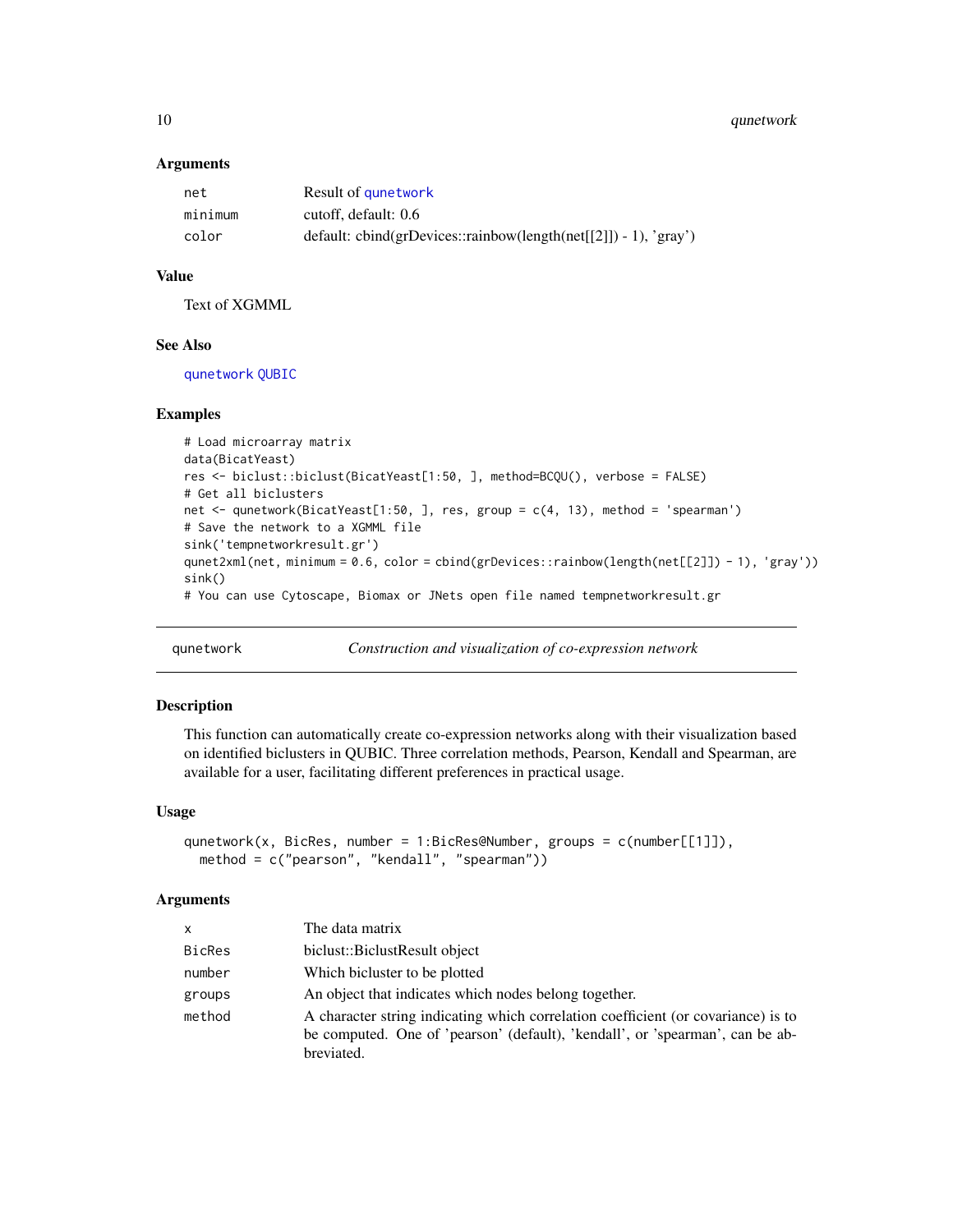### Arguments

| | |
|---|---|
| net | Result of qunetwork |
| minimum | cutoff, default: 0.6 |
| color | default: cbind(grDevices::rainbow(length(net[[2]]) - 1), 'gray') |

### Value

Text of XGMML

### See Also

qunetwork QUBIC

### Examples

```
# Load microarray matrix
data(BicatYeast)
res <- biclust::biclust(BicatYeast[1:50, ], method=BCQU(), verbose = FALSE)
# Get all biclusters
net <- qunetwork(BicatYeast[1:50, ], res, group = c(4, 13), method = 'spearman')
# Save the network to a XGMML file
sink('tempnetworkresult.gr')
qunet2xml(net, minimum = 0.6, color = cbind(grDevices::rainbow(length(net[[2]]) - 1), 'gray'))
sink()
# You can use Cytoscape, Biomax or JNets open file named tempnetworkresult.gr
```

---

## qunetwork — *Construction and visualization of co-expression network*

### Description

This function can automatically create co-expression networks along with their visualization based on identified biclusters in QUBIC. Three correlation methods, Pearson, Kendall and Spearman, are available for a user, facilitating different preferences in practical usage.

### Usage

```
qunetwork(x, BicRes, number = 1:BicRes@Number, groups = c(number[[1]]),
  method = c("pearson", "kendall", "spearman"))
```

### Arguments

| | |
|---|---|
| x | The data matrix |
| BicRes | biclust::BiclustResult object |
| number | Which bicluster to be plotted |
| groups | An object that indicates which nodes belong together. |
| method | A character string indicating which correlation coefficient (or covariance) is to be computed. One of 'pearson' (default), 'kendall', or 'spearman', can be abbreviated. |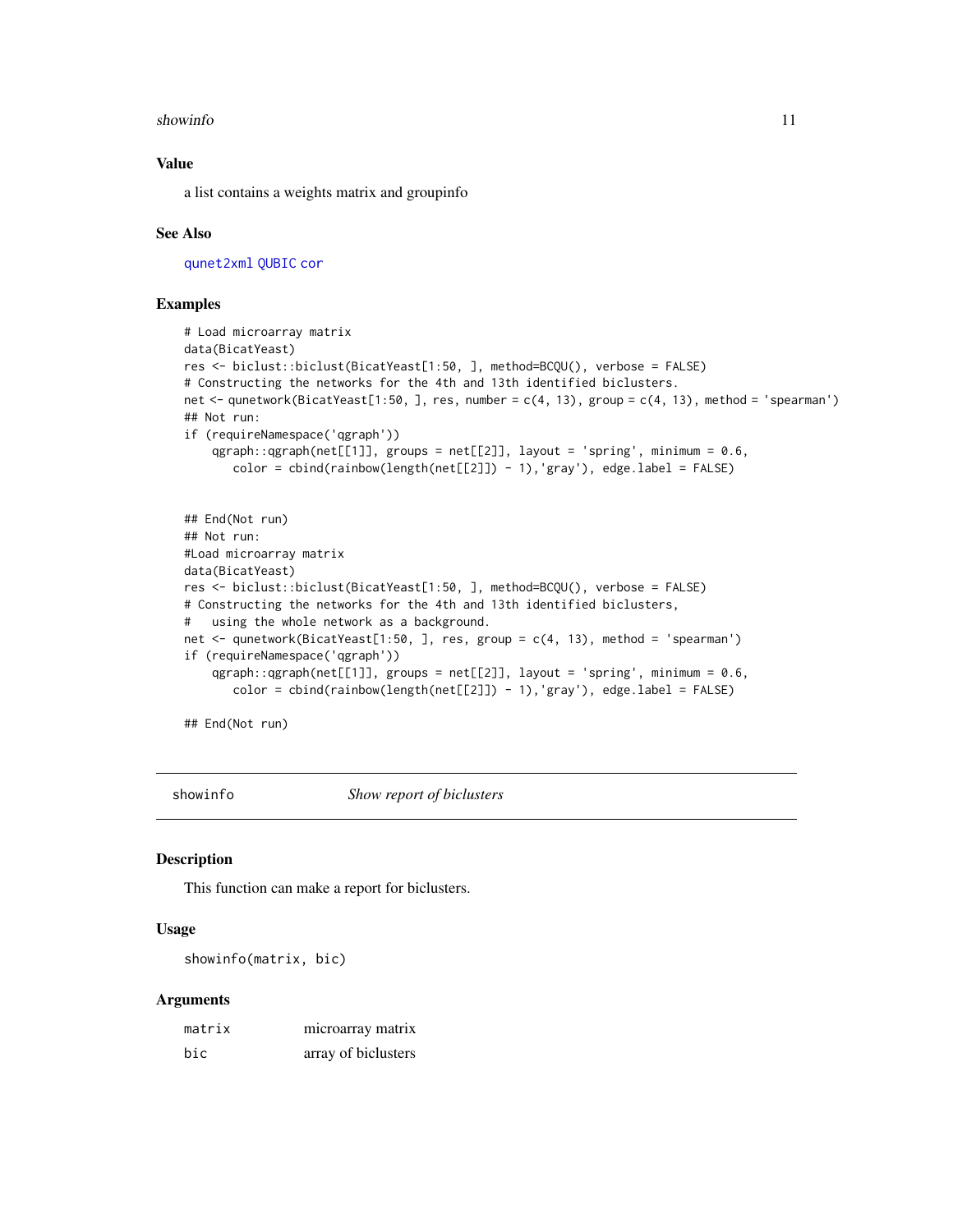### Value

a list contains a weights matrix and groupinfo

### See Also

qunet2xml QUBIC cor

### Examples

```
# Load microarray matrix
data(BicatYeast)
res <- biclust::biclust(BicatYeast[1:50, ], method=BCQU(), verbose = FALSE)
# Constructing the networks for the 4th and 13th identified biclusters.
net <- qunetwork(BicatYeast[1:50, ], res, number = c(4, 13), group = c(4, 13), method = 'spearman')
## Not run:
if (requireNamespace('qgraph'))
    qgraph::qgraph(net[[1]], groups = net[[2]], layout = 'spring', minimum = 0.6,
       color = cbind(rainbow(length(net[[2]]) - 1),'gray'), edge.label = FALSE)


## End(Not run)
## Not run:
#Load microarray matrix
data(BicatYeast)
res <- biclust::biclust(BicatYeast[1:50, ], method=BCQU(), verbose = FALSE)
# Constructing the networks for the 4th and 13th identified biclusters,
#   using the whole network as a background.
net <- qunetwork(BicatYeast[1:50, ], res, group = c(4, 13), method = 'spearman')
if (requireNamespace('qgraph'))
    qgraph::qgraph(net[[1]], groups = net[[2]], layout = 'spring', minimum = 0.6,
       color = cbind(rainbow(length(net[[2]]) - 1),'gray'), edge.label = FALSE)

## End(Not run)
```

---

## showinfo    *Show report of biclusters*

---

### Description

This function can make a report for biclusters.

### Usage

```
showinfo(matrix, bic)
```

### Arguments

| | |
|---|---|
| matrix | microarray matrix |
| bic | array of biclusters |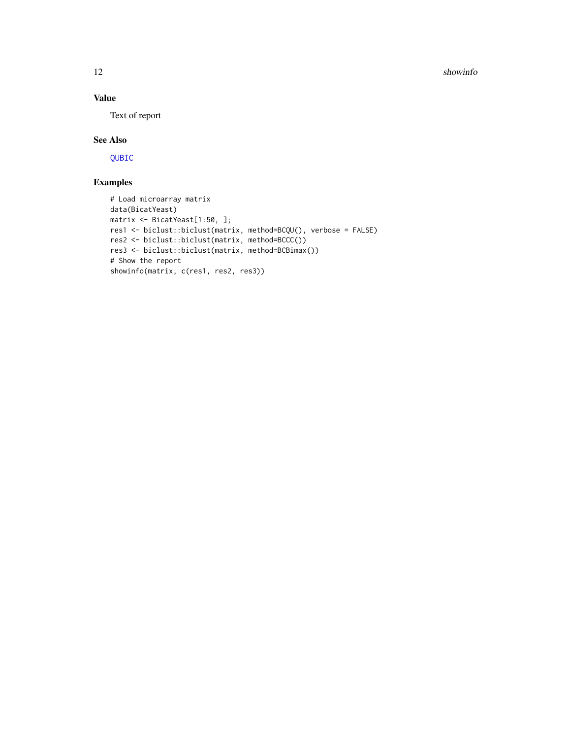### Value

Text of report

### See Also

QUBIC

### Examples

```
# Load microarray matrix
data(BicatYeast)
matrix <- BicatYeast[1:50, ];
res1 <- biclust::biclust(matrix, method=BCQU(), verbose = FALSE)
res2 <- biclust::biclust(matrix, method=BCCC())
res3 <- biclust::biclust(matrix, method=BCBimax())
# Show the report
showinfo(matrix, c(res1, res2, res3))
```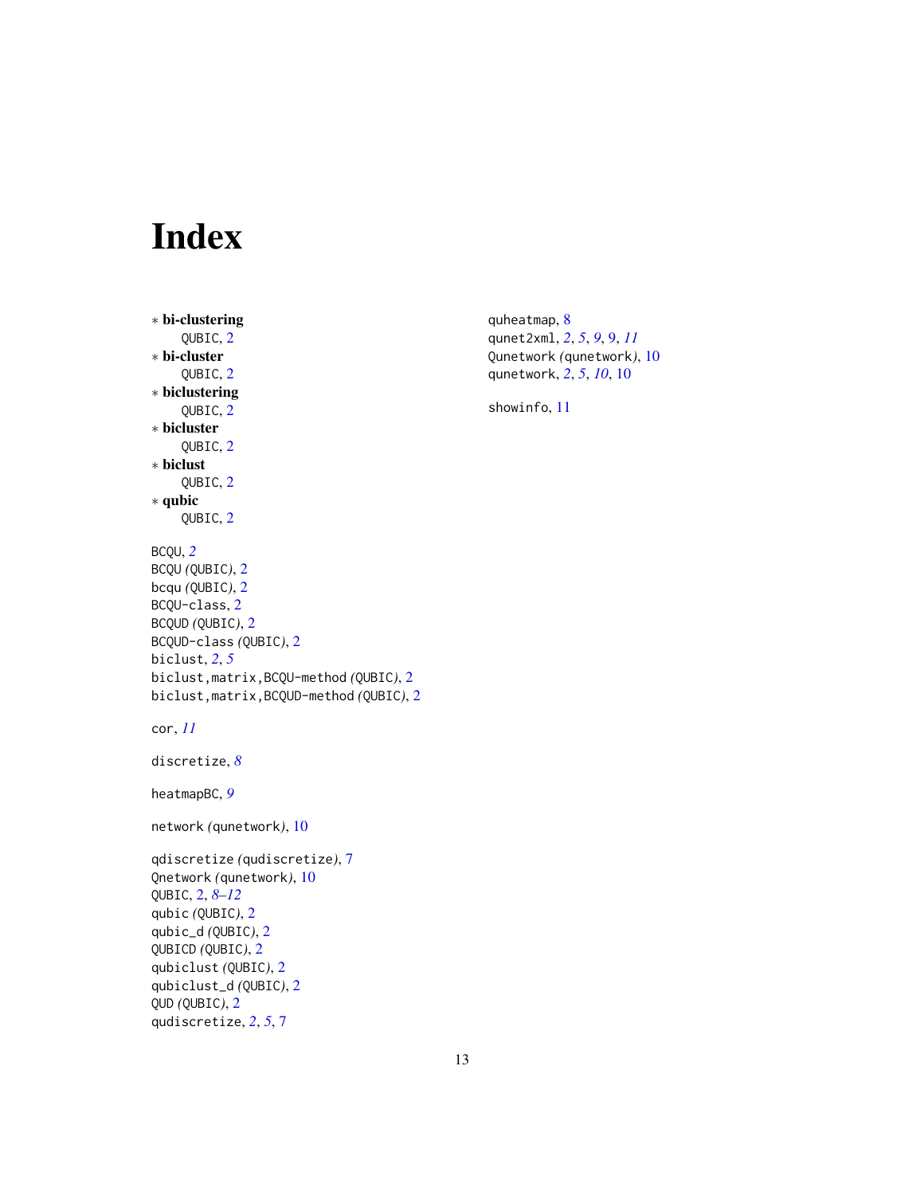# Index

∗ **bi-clustering**
    QUBIC, 2
∗ **bi-cluster**
    QUBIC, 2
∗ **biclustering**
    QUBIC, 2
∗ **bicluster**
    QUBIC, 2
∗ **biclust**
    QUBIC, 2
∗ **qubic**
    QUBIC, 2

BCQU, *2*
BCQU *(*QUBIC*)*, 2
bcqu *(*QUBIC*)*, 2
BCQU-class, 2
BCQUD *(*QUBIC*)*, 2
BCQUD-class *(*QUBIC*)*, 2
biclust, *2*, *5*
biclust,matrix,BCQU-method *(*QUBIC*)*, 2
biclust,matrix,BCQUD-method *(*QUBIC*)*, 2

cor, *11*

discretize, *8*

heatmapBC, *9*

network *(*qunetwork*)*, 10

qdiscretize *(*qudiscretize*)*, 7
Qnetwork *(*qunetwork*)*, 10
QUBIC, 2, *8–12*
qubic *(*QUBIC*)*, 2
qubic_d *(*QUBIC*)*, 2
QUBICD *(*QUBIC*)*, 2
qubiclust *(*QUBIC*)*, 2
qubiclust_d *(*QUBIC*)*, 2
QUD *(*QUBIC*)*, 2
qudiscretize, *2*, *5*, 7

quheatmap, 8
qunet2xml, *2*, *5*, *9*, 9, *11*
Qunetwork *(*qunetwork*)*, 10
qunetwork, *2*, *5*, *10*, 10

showinfo, 11